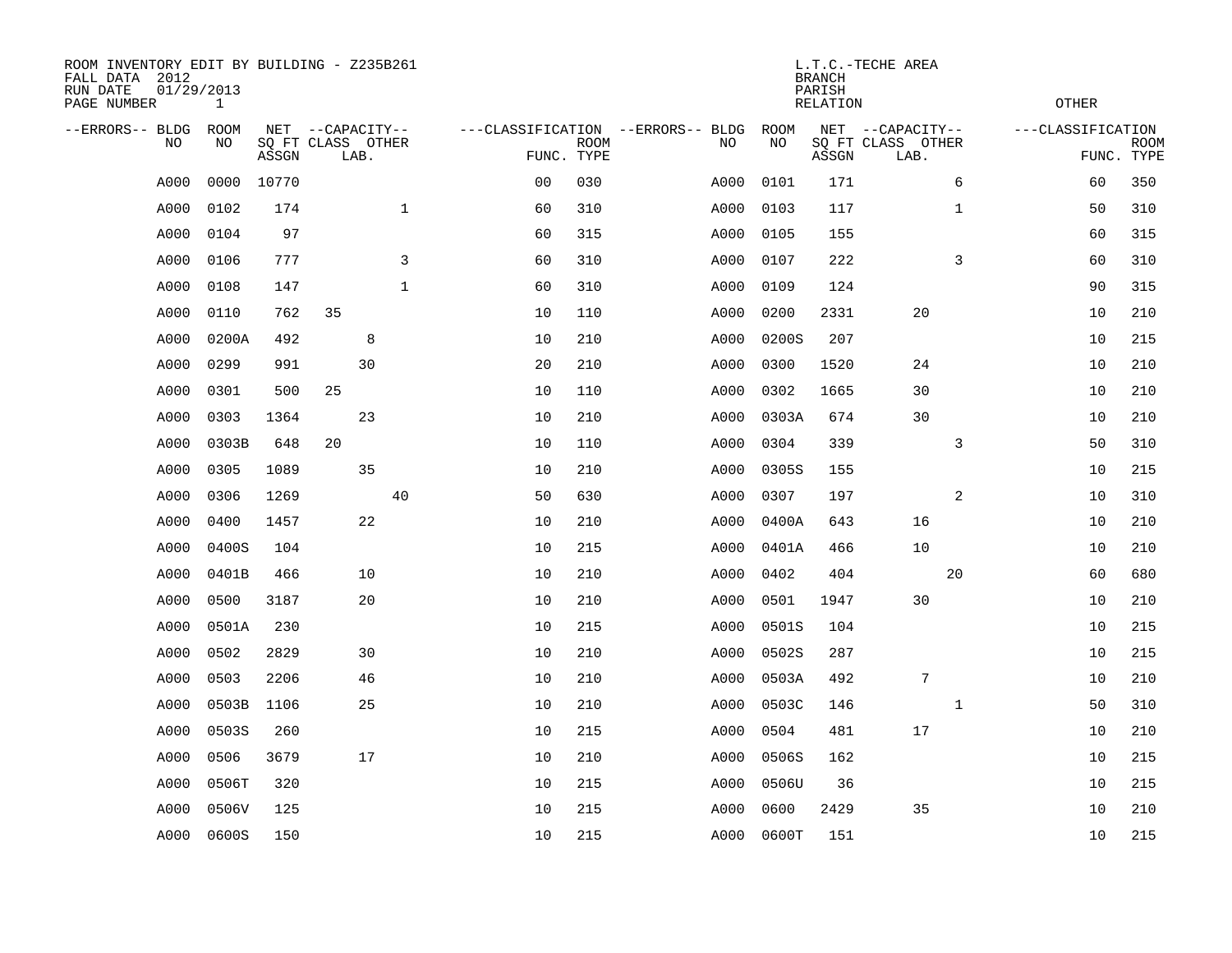ROOM INVENTORY EDIT BY BUILDING - Z235B261
FALL DATA 2012
RUN DATE 01/29/2013
PAGE NUMBER 1

L.T.C.-TECHE AREA
BRANCH
PARISH
RELATION
OTHER

| --ERRORS-- | BLDG NO | ROOM NO | NET SQ FT ASSGN | --CAPACITY-- CLASS | LAB. | OTHER | ---CLASSIFICATION FUNC. | ROOM TYPE | --ERRORS-- | BLDG NO | ROOM NO | NET SQ FT ASSGN | --CAPACITY-- CLASS | LAB. | OTHER | ---CLASSIFICATION FUNC. | ROOM TYPE |
|---|---|---|---|---|---|---|---|---|---|---|---|---|---|---|---|---|---|
| | A000 | 0000 | 10770 | | | | 00 | 030 | | A000 | 0101 | 171 | | | 6 | 60 | 350 |
| | A000 | 0102 | 174 | | | 1 | 60 | 310 | | A000 | 0103 | 117 | | | 1 | 50 | 310 |
| | A000 | 0104 | 97 | | | | 60 | 315 | | A000 | 0105 | 155 | | | | 60 | 315 |
| | A000 | 0106 | 777 | | | 3 | 60 | 310 | | A000 | 0107 | 222 | | | 3 | 60 | 310 |
| | A000 | 0108 | 147 | | | 1 | 60 | 310 | | A000 | 0109 | 124 | | | | 90 | 315 |
| | A000 | 0110 | 762 | 35 | | | 10 | 110 | | A000 | 0200 | 2331 | | 20 | | 10 | 210 |
| | A000 | 0200A | 492 | | 8 | | 10 | 210 | | A000 | 0200S | 207 | | | | 10 | 215 |
| | A000 | 0299 | 991 | | 30 | | 20 | 210 | | A000 | 0300 | 1520 | | 24 | | 10 | 210 |
| | A000 | 0301 | 500 | 25 | | | 10 | 110 | | A000 | 0302 | 1665 | | 30 | | 10 | 210 |
| | A000 | 0303 | 1364 | | 23 | | 10 | 210 | | A000 | 0303A | 674 | | 30 | | 10 | 210 |
| | A000 | 0303B | 648 | 20 | | | 10 | 110 | | A000 | 0304 | 339 | | | 3 | 50 | 310 |
| | A000 | 0305 | 1089 | | 35 | | 10 | 210 | | A000 | 0305S | 155 | | | | 10 | 215 |
| | A000 | 0306 | 1269 | | | 40 | 50 | 630 | | A000 | 0307 | 197 | | | 2 | 10 | 310 |
| | A000 | 0400 | 1457 | | 22 | | 10 | 210 | | A000 | 0400A | 643 | | 16 | | 10 | 210 |
| | A000 | 0400S | 104 | | | | 10 | 215 | | A000 | 0401A | 466 | | 10 | | 10 | 210 |
| | A000 | 0401B | 466 | | 10 | | 10 | 210 | | A000 | 0402 | 404 | | | 20 | 60 | 680 |
| | A000 | 0500 | 3187 | | 20 | | 10 | 210 | | A000 | 0501 | 1947 | | 30 | | 10 | 210 |
| | A000 | 0501A | 230 | | | | 10 | 215 | | A000 | 0501S | 104 | | | | 10 | 215 |
| | A000 | 0502 | 2829 | | 30 | | 10 | 210 | | A000 | 0502S | 287 | | | | 10 | 215 |
| | A000 | 0503 | 2206 | | 46 | | 10 | 210 | | A000 | 0503A | 492 | | 7 | | 10 | 210 |
| | A000 | 0503B | 1106 | | 25 | | 10 | 210 | | A000 | 0503C | 146 | | | 1 | 50 | 310 |
| | A000 | 0503S | 260 | | | | 10 | 215 | | A000 | 0504 | 481 | | 17 | | 10 | 210 |
| | A000 | 0506 | 3679 | | 17 | | 10 | 210 | | A000 | 0506S | 162 | | | | 10 | 215 |
| | A000 | 0506T | 320 | | | | 10 | 215 | | A000 | 0506U | 36 | | | | 10 | 215 |
| | A000 | 0506V | 125 | | | | 10 | 215 | | A000 | 0600 | 2429 | | 35 | | 10 | 210 |
| | A000 | 0600S | 150 | | | | 10 | 215 | | A000 | 0600T | 151 | | | | 10 | 215 |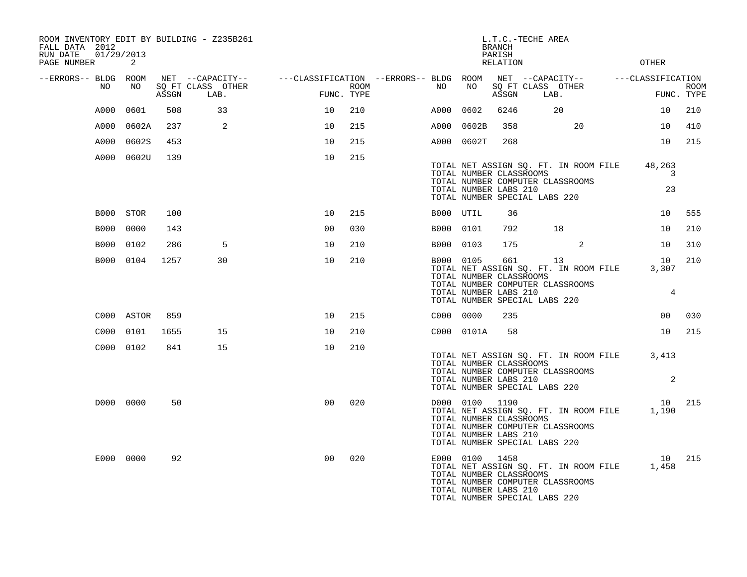ROOM INVENTORY EDIT BY BUILDING - Z235B261
FALL DATA 2012
RUN DATE 01/29/2013
PAGE NUMBER 2

L.T.C.-TECHE AREA
BRANCH
PARISH
RELATION
OTHER

| --ERRORS-- | BLDG NO | ROOM NO | NET SQ FT ASSGN | CAPACITY CLASS | CAPACITY LAB. | CAPACITY OTHER | CLASSIFICATION FUNC. | ROOM TYPE | --ERRORS-- | BLDG NO | ROOM NO | NET SQ FT ASSGN | CAPACITY CLASS | CAPACITY LAB. | CAPACITY OTHER | CLASSIFICATION FUNC. | ROOM TYPE |
|---|---|---|---|---|---|---|---|---|---|---|---|---|---|---|---|---|---|
| | A000 | 0601 | 508 | 33 | | | 10 | 210 | | A000 | 0602 | 6246 | 20 | | | 10 | 210 |
| | A000 | 0602A | 237 | 2 | | | 10 | 215 | | A000 | 0602B | 358 | | 20 | | 10 | 410 |
| | A000 | 0602S | 453 | | | | 10 | 215 | | A000 | 0602T | 268 | | | | 10 | 215 |
| | A000 | 0602U | 139 | | | | 10 | 215 | | | | | | | | | |

TOTAL NET ASSIGN SQ. FT. IN ROOM FILE 48,263
TOTAL NUMBER CLASSROOMS 3
TOTAL NUMBER COMPUTER CLASSROOMS
TOTAL NUMBER LABS 210 23
TOTAL NUMBER SPECIAL LABS 220

| --ERRORS-- | BLDG NO | ROOM NO | NET SQ FT ASSGN | CAPACITY CLASS | CAPACITY LAB. | CAPACITY OTHER | CLASSIFICATION FUNC. | ROOM TYPE | --ERRORS-- | BLDG NO | ROOM NO | NET SQ FT ASSGN | CAPACITY CLASS | CAPACITY LAB. | CAPACITY OTHER | CLASSIFICATION FUNC. | ROOM TYPE |
|---|---|---|---|---|---|---|---|---|---|---|---|---|---|---|---|---|---|
| | B000 | STOR | 100 | | | | 10 | 215 | | B000 | UTIL | 36 | | | | 10 | 555 |
| | B000 | 0000 | 143 | | | | 00 | 030 | | B000 | 0101 | 792 | 18 | | | 10 | 210 |
| | B000 | 0102 | 286 | 5 | | | 10 | 210 | | B000 | 0103 | 175 | | 2 | | 10 | 310 |
| | B000 | 0104 | 1257 | 30 | | | 10 | 210 | | B000 | 0105 | 661 | 13 | | | 10 | 210 |

TOTAL NET ASSIGN SQ. FT. IN ROOM FILE 3,307
TOTAL NUMBER CLASSROOMS
TOTAL NUMBER COMPUTER CLASSROOMS
TOTAL NUMBER LABS 210 4
TOTAL NUMBER SPECIAL LABS 220

| --ERRORS-- | BLDG NO | ROOM NO | NET SQ FT ASSGN | CAPACITY CLASS | CAPACITY LAB. | CAPACITY OTHER | CLASSIFICATION FUNC. | ROOM TYPE | --ERRORS-- | BLDG NO | ROOM NO | NET SQ FT ASSGN | CAPACITY CLASS | CAPACITY LAB. | CAPACITY OTHER | CLASSIFICATION FUNC. | ROOM TYPE |
|---|---|---|---|---|---|---|---|---|---|---|---|---|---|---|---|---|---|
| | C000 | ASTOR | 859 | | | | 10 | 215 | | C000 | 0000 | 235 | | | | 00 | 030 |
| | C000 | 0101 | 1655 | 15 | | | 10 | 210 | | C000 | 0101A | 58 | | | | 10 | 215 |
| | C000 | 0102 | 841 | 15 | | | 10 | 210 | | | | | | | | | |

TOTAL NET ASSIGN SQ. FT. IN ROOM FILE 3,413
TOTAL NUMBER CLASSROOMS
TOTAL NUMBER COMPUTER CLASSROOMS
TOTAL NUMBER LABS 210 2
TOTAL NUMBER SPECIAL LABS 220

| --ERRORS-- | BLDG NO | ROOM NO | NET SQ FT ASSGN | CAPACITY CLASS | CAPACITY LAB. | CAPACITY OTHER | CLASSIFICATION FUNC. | ROOM TYPE | --ERRORS-- | BLDG NO | ROOM NO | NET SQ FT ASSGN | CAPACITY CLASS | CAPACITY LAB. | CAPACITY OTHER | CLASSIFICATION FUNC. | ROOM TYPE |
|---|---|---|---|---|---|---|---|---|---|---|---|---|---|---|---|---|---|
| | D000 | 0000 | 50 | | | | 00 | 020 | | D000 | 0100 | 1190 | | | | 10 | 215 |

TOTAL NET ASSIGN SQ. FT. IN ROOM FILE 1,190
TOTAL NUMBER CLASSROOMS
TOTAL NUMBER COMPUTER CLASSROOMS
TOTAL NUMBER LABS 210
TOTAL NUMBER SPECIAL LABS 220

| --ERRORS-- | BLDG NO | ROOM NO | NET SQ FT ASSGN | CAPACITY CLASS | CAPACITY LAB. | CAPACITY OTHER | CLASSIFICATION FUNC. | ROOM TYPE | --ERRORS-- | BLDG NO | ROOM NO | NET SQ FT ASSGN | CAPACITY CLASS | CAPACITY LAB. | CAPACITY OTHER | CLASSIFICATION FUNC. | ROOM TYPE |
|---|---|---|---|---|---|---|---|---|---|---|---|---|---|---|---|---|---|
| | E000 | 0000 | 92 | | | | 00 | 020 | | E000 | 0100 | 1458 | | | | 10 | 215 |

TOTAL NET ASSIGN SQ. FT. IN ROOM FILE 1,458
TOTAL NUMBER CLASSROOMS
TOTAL NUMBER COMPUTER CLASSROOMS
TOTAL NUMBER LABS 210
TOTAL NUMBER SPECIAL LABS 220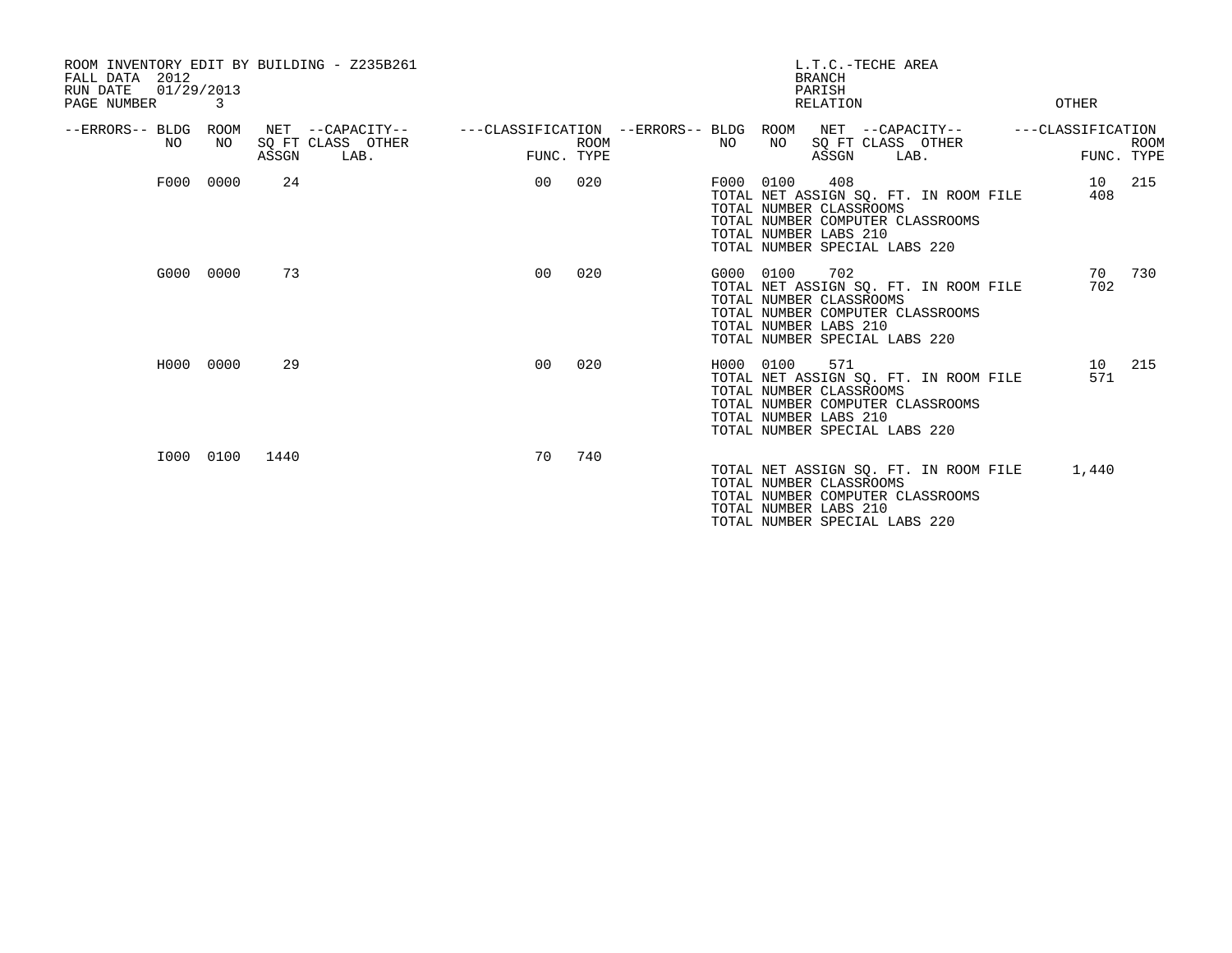ROOM INVENTORY EDIT BY BUILDING - Z235B261
FALL DATA 2012
RUN DATE 01/29/2013
PAGE NUMBER 3

L.T.C.-TECHE AREA
BRANCH
PARISH
RELATION OTHER

| --ERRORS-- | BLDG NO | ROOM NO | NET SQ FT ASSGN | --CAPACITY-- CLASS LAB. | OTHER | ---CLASSIFICATION FUNC. | ROOM TYPE | --ERRORS-- | BLDG NO | ROOM NO | NET SQ FT ASSGN | --CAPACITY-- CLASS LAB. | OTHER | ---CLASSIFICATION FUNC. | ROOM TYPE |
|---|---|---|---|---|---|---|---|---|---|---|---|---|---|---|---|
| | F000 | 0000 | 24 | | | 00 | 020 | | F000 | 0100 | 408 | | | 10 | 215 |
| | | | | | | | | | TOTAL NET ASSIGN SQ. FT. IN ROOM FILE | | | | | 408 | |
| | | | | | | | | | TOTAL NUMBER CLASSROOMS | | | | | | |
| | | | | | | | | | TOTAL NUMBER COMPUTER CLASSROOMS | | | | | | |
| | | | | | | | | | TOTAL NUMBER LABS 210 | | | | | | |
| | | | | | | | | | TOTAL NUMBER SPECIAL LABS 220 | | | | | | |
| | G000 | 0000 | 73 | | | 00 | 020 | | G000 | 0100 | 702 | | | 70 | 730 |
| | | | | | | | | | TOTAL NET ASSIGN SQ. FT. IN ROOM FILE | | | | | 702 | |
| | | | | | | | | | TOTAL NUMBER CLASSROOMS | | | | | | |
| | | | | | | | | | TOTAL NUMBER COMPUTER CLASSROOMS | | | | | | |
| | | | | | | | | | TOTAL NUMBER LABS 210 | | | | | | |
| | | | | | | | | | TOTAL NUMBER SPECIAL LABS 220 | | | | | | |
| | H000 | 0000 | 29 | | | 00 | 020 | | H000 | 0100 | 571 | | | 10 | 215 |
| | | | | | | | | | TOTAL NET ASSIGN SQ. FT. IN ROOM FILE | | | | | 571 | |
| | | | | | | | | | TOTAL NUMBER CLASSROOMS | | | | | | |
| | | | | | | | | | TOTAL NUMBER COMPUTER CLASSROOMS | | | | | | |
| | | | | | | | | | TOTAL NUMBER LABS 210 | | | | | | |
| | | | | | | | | | TOTAL NUMBER SPECIAL LABS 220 | | | | | | |
| | I000 | 0100 | 1440 | | | 70 | 740 | | | | | | | | |
| | | | | | | | | | TOTAL NET ASSIGN SQ. FT. IN ROOM FILE | | | | | 1,440 | |
| | | | | | | | | | TOTAL NUMBER CLASSROOMS | | | | | | |
| | | | | | | | | | TOTAL NUMBER COMPUTER CLASSROOMS | | | | | | |
| | | | | | | | | | TOTAL NUMBER LABS 210 | | | | | | |
| | | | | | | | | | TOTAL NUMBER SPECIAL LABS 220 | | | | | | |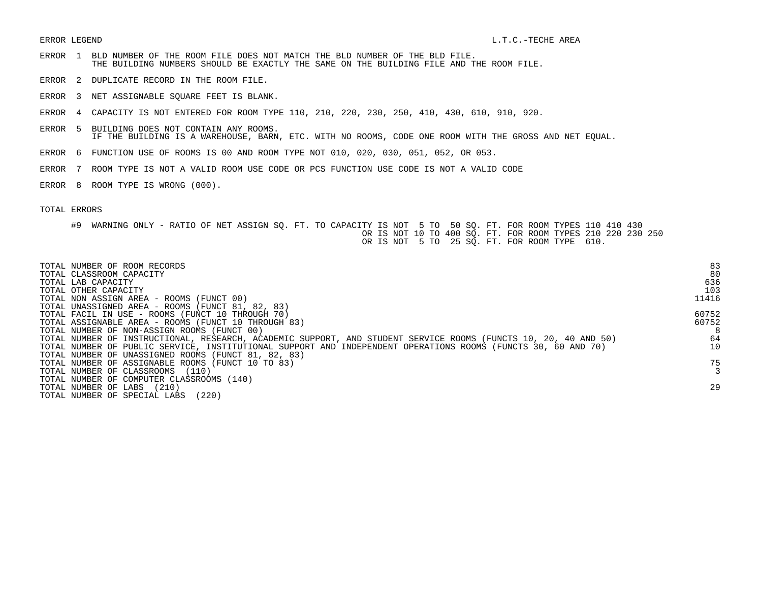ERROR LEGEND

L.T.C.-TECHE AREA

ERROR 1 BLD NUMBER OF THE ROOM FILE DOES NOT MATCH THE BLD NUMBER OF THE BLD FILE.
THE BUILDING NUMBERS SHOULD BE EXACTLY THE SAME ON THE BUILDING FILE AND THE ROOM FILE.

ERROR 2 DUPLICATE RECORD IN THE ROOM FILE.

ERROR 3 NET ASSIGNABLE SQUARE FEET IS BLANK.

ERROR 4 CAPACITY IS NOT ENTERED FOR ROOM TYPE 110, 210, 220, 230, 250, 410, 430, 610, 910, 920.

ERROR 5 BUILDING DOES NOT CONTAIN ANY ROOMS.
IF THE BUILDING IS A WAREHOUSE, BARN, ETC. WITH NO ROOMS, CODE ONE ROOM WITH THE GROSS AND NET EQUAL.

ERROR 6 FUNCTION USE OF ROOMS IS 00 AND ROOM TYPE NOT 010, 020, 030, 051, 052, OR 053.

ERROR 7 ROOM TYPE IS NOT A VALID ROOM USE CODE OR PCS FUNCTION USE CODE IS NOT A VALID CODE

ERROR 8 ROOM TYPE IS WRONG (000).

TOTAL ERRORS

#9 WARNING ONLY - RATIO OF NET ASSIGN SQ. FT. TO CAPACITY IS NOT 5 TO 50 SQ. FT. FOR ROOM TYPES 110 410 430
OR IS NOT 10 TO 400 SQ. FT. FOR ROOM TYPES 210 220 230 250
OR IS NOT 5 TO 25 SQ. FT. FOR ROOM TYPE 610.

| | |
|---|---|
| TOTAL NUMBER OF ROOM RECORDS | 83 |
| TOTAL CLASSROOM CAPACITY | 80 |
| TOTAL LAB CAPACITY | 636 |
| TOTAL OTHER CAPACITY | 103 |
| TOTAL NON ASSIGN AREA - ROOMS (FUNCT 00) | 11416 |
| TOTAL UNASSIGNED AREA - ROOMS (FUNCT 81, 82, 83) | |
| TOTAL FACIL IN USE - ROOMS (FUNCT 10 THROUGH 70) | 60752 |
| TOTAL ASSIGNABLE AREA - ROOMS (FUNCT 10 THROUGH 83) | 60752 |
| TOTAL NUMBER OF NON-ASSIGN ROOMS (FUNCT 00) | 8 |
| TOTAL NUMBER OF INSTRUCTIONAL, RESEARCH, ACADEMIC SUPPORT, AND STUDENT SERVICE ROOMS (FUNCTS 10, 20, 40 AND 50) | 64 |
| TOTAL NUMBER OF PUBLIC SERVICE, INSTITUTIONAL SUPPORT AND INDEPENDENT OPERATIONS ROOMS (FUNCTS 30, 60 AND 70) | 10 |
| TOTAL NUMBER OF UNASSIGNED ROOMS (FUNCT 81, 82, 83) | |
| TOTAL NUMBER OF ASSIGNABLE ROOMS (FUNCT 10 TO 83) | 75 |
| TOTAL NUMBER OF CLASSROOMS (110) | 3 |
| TOTAL NUMBER OF COMPUTER CLASSROOMS (140) | |
| TOTAL NUMBER OF LABS (210) | 29 |
| TOTAL NUMBER OF SPECIAL LABS (220) | |